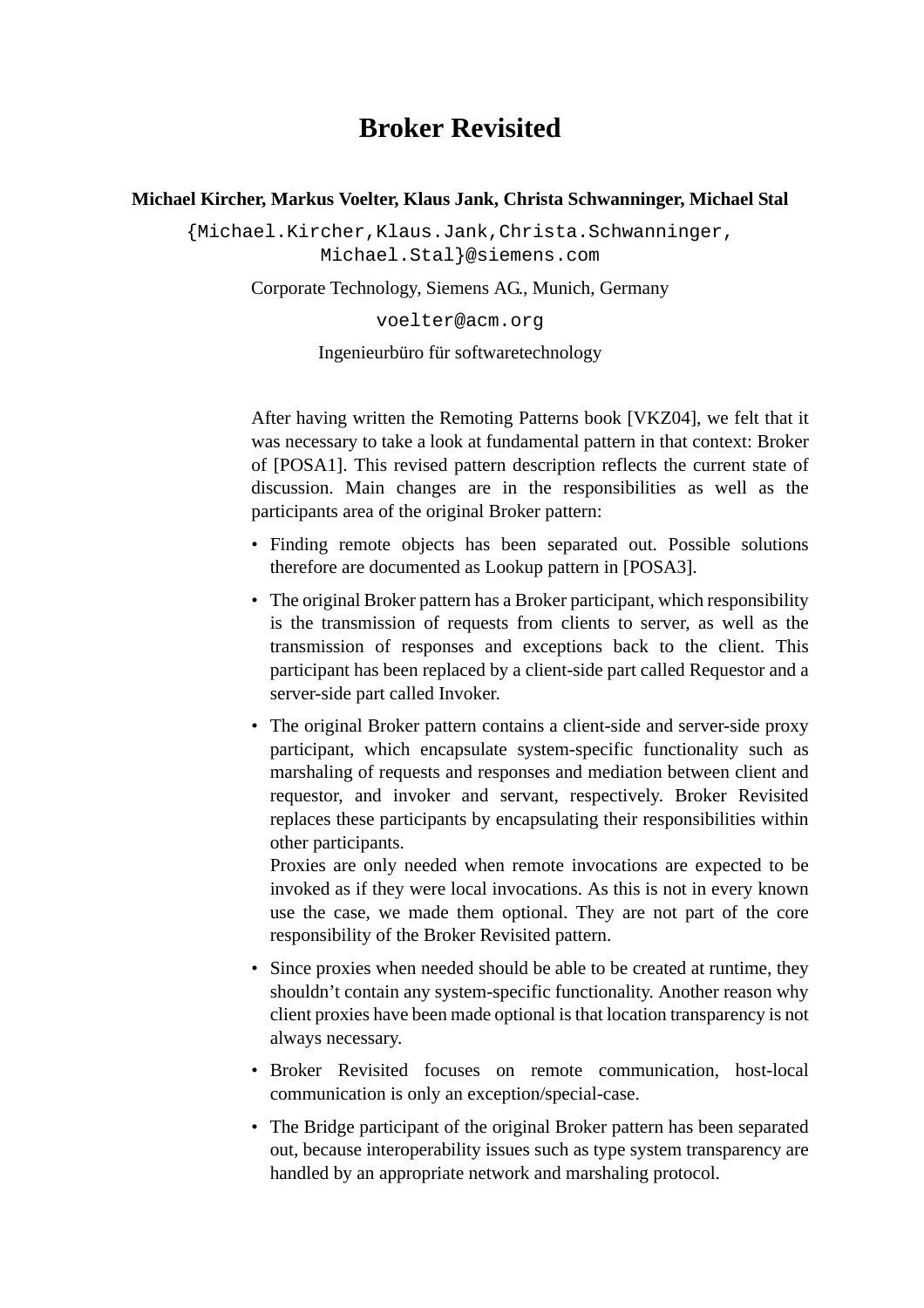# Broker Revisited

**Michael Kircher, Markus Voelter, Klaus Jank, Christa Schwanninger, Michael Stal**

{Michael.Kircher,Klaus.Jank,Christa.Schwanninger, Michael.Stal}@siemens.com

Corporate Technology, Siemens AG., Munich, Germany

voelter@acm.org

Ingenieurbüro für softwaretechnology

After having written the Remoting Patterns book [VKZ04], we felt that it was necessary to take a look at fundamental pattern in that context: Broker of [POSA1]. This revised pattern description reflects the current state of discussion. Main changes are in the responsibilities as well as the participants area of the original Broker pattern:

- Finding remote objects has been separated out. Possible solutions therefore are documented as Lookup pattern in [POSA3].
- The original Broker pattern has a Broker participant, which responsibility is the transmission of requests from clients to server, as well as the transmission of responses and exceptions back to the client. This participant has been replaced by a client-side part called Requestor and a server-side part called Invoker.
- The original Broker pattern contains a client-side and server-side proxy participant, which encapsulate system-specific functionality such as marshaling of requests and responses and mediation between client and requestor, and invoker and servant, respectively. Broker Revisited replaces these participants by encapsulating their responsibilities within other participants.
  Proxies are only needed when remote invocations are expected to be invoked as if they were local invocations. As this is not in every known use the case, we made them optional. They are not part of the core responsibility of the Broker Revisited pattern.
- Since proxies when needed should be able to be created at runtime, they shouldn't contain any system-specific functionality. Another reason why client proxies have been made optional is that location transparency is not always necessary.
- Broker Revisited focuses on remote communication, host-local communication is only an exception/special-case.
- The Bridge participant of the original Broker pattern has been separated out, because interoperability issues such as type system transparency are handled by an appropriate network and marshaling protocol.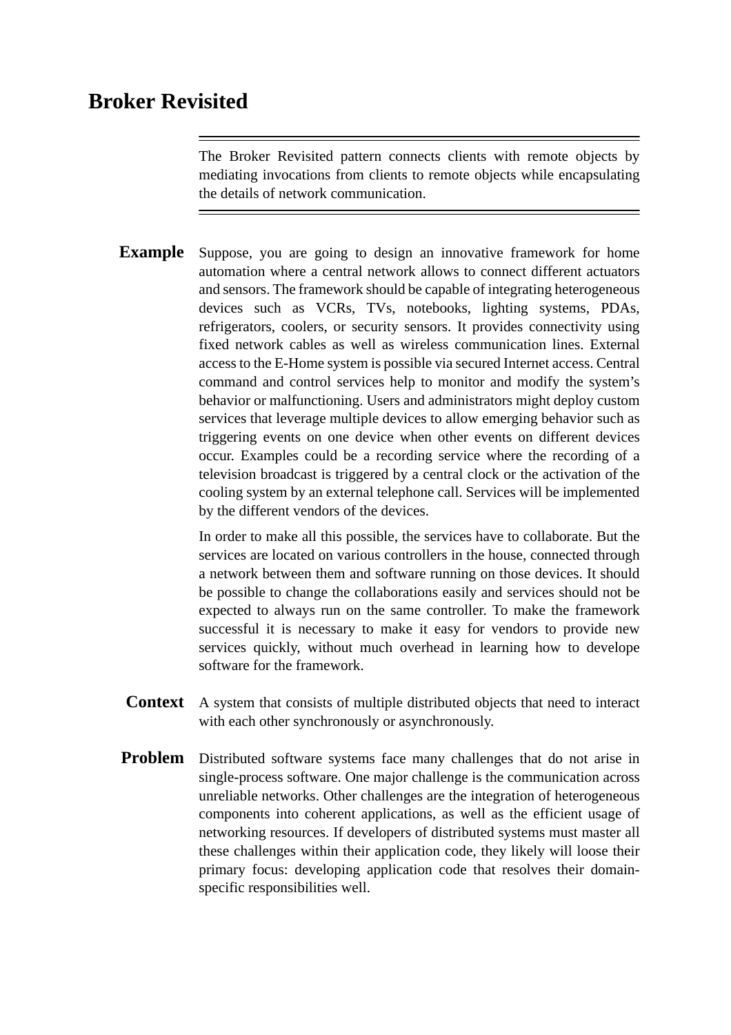# Broker Revisited

---

The Broker Revisited pattern connects clients with remote objects by mediating invocations from clients to remote objects while encapsulating the details of network communication.

---

**Example** Suppose, you are going to design an innovative framework for home automation where a central network allows to connect different actuators and sensors. The framework should be capable of integrating heterogeneous devices such as VCRs, TVs, notebooks, lighting systems, PDAs, refrigerators, coolers, or security sensors. It provides connectivity using fixed network cables as well as wireless communication lines. External access to the E-Home system is possible via secured Internet access. Central command and control services help to monitor and modify the system's behavior or malfunctioning. Users and administrators might deploy custom services that leverage multiple devices to allow emerging behavior such as triggering events on one device when other events on different devices occur. Examples could be a recording service where the recording of a television broadcast is triggered by a central clock or the activation of the cooling system by an external telephone call. Services will be implemented by the different vendors of the devices.

In order to make all this possible, the services have to collaborate. But the services are located on various controllers in the house, connected through a network between them and software running on those devices. It should be possible to change the collaborations easily and services should not be expected to always run on the same controller. To make the framework successful it is necessary to make it easy for vendors to provide new services quickly, without much overhead in learning how to develope software for the framework.

**Context** A system that consists of multiple distributed objects that need to interact with each other synchronously or asynchronously.

**Problem** Distributed software systems face many challenges that do not arise in single-process software. One major challenge is the communication across unreliable networks. Other challenges are the integration of heterogeneous components into coherent applications, as well as the efficient usage of networking resources. If developers of distributed systems must master all these challenges within their application code, they likely will loose their primary focus: developing application code that resolves their domain-specific responsibilities well.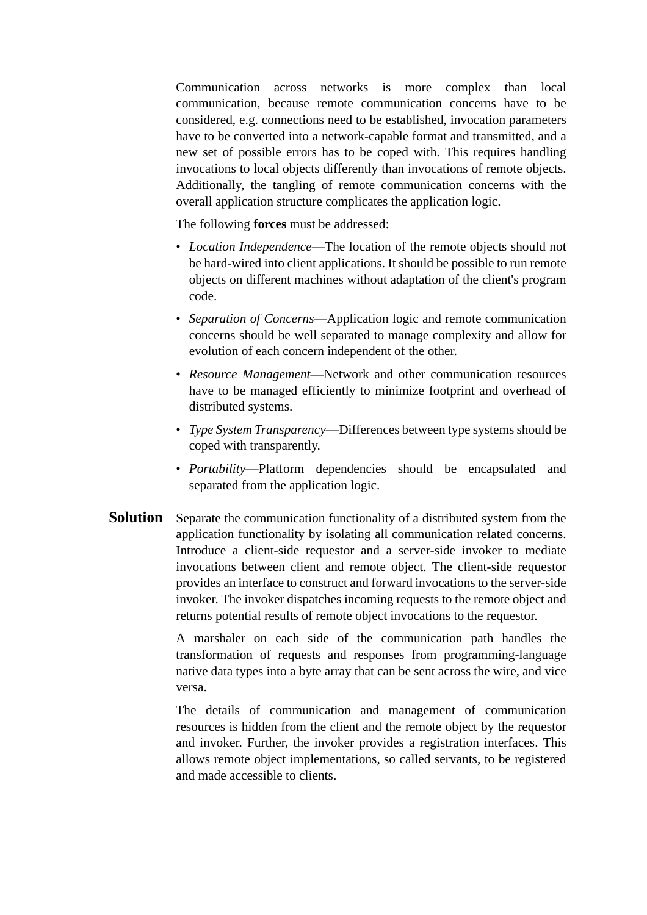Communication across networks is more complex than local communication, because remote communication concerns have to be considered, e.g. connections need to be established, invocation parameters have to be converted into a network-capable format and transmitted, and a new set of possible errors has to be coped with. This requires handling invocations to local objects differently than invocations of remote objects. Additionally, the tangling of remote communication concerns with the overall application structure complicates the application logic.

The following **forces** must be addressed:

- *Location Independence*—The location of the remote objects should not be hard-wired into client applications. It should be possible to run remote objects on different machines without adaptation of the client's program code.
- *Separation of Concerns*—Application logic and remote communication concerns should be well separated to manage complexity and allow for evolution of each concern independent of the other.
- *Resource Management*—Network and other communication resources have to be managed efficiently to minimize footprint and overhead of distributed systems.
- *Type System Transparency*—Differences between type systems should be coped with transparently.
- *Portability*—Platform dependencies should be encapsulated and separated from the application logic.

## Solution

Separate the communication functionality of a distributed system from the application functionality by isolating all communication related concerns. Introduce a client-side requestor and a server-side invoker to mediate invocations between client and remote object. The client-side requestor provides an interface to construct and forward invocations to the server-side invoker. The invoker dispatches incoming requests to the remote object and returns potential results of remote object invocations to the requestor.

A marshaler on each side of the communication path handles the transformation of requests and responses from programming-language native data types into a byte array that can be sent across the wire, and vice versa.

The details of communication and management of communication resources is hidden from the client and the remote object by the requestor and invoker. Further, the invoker provides a registration interfaces. This allows remote object implementations, so called servants, to be registered and made accessible to clients.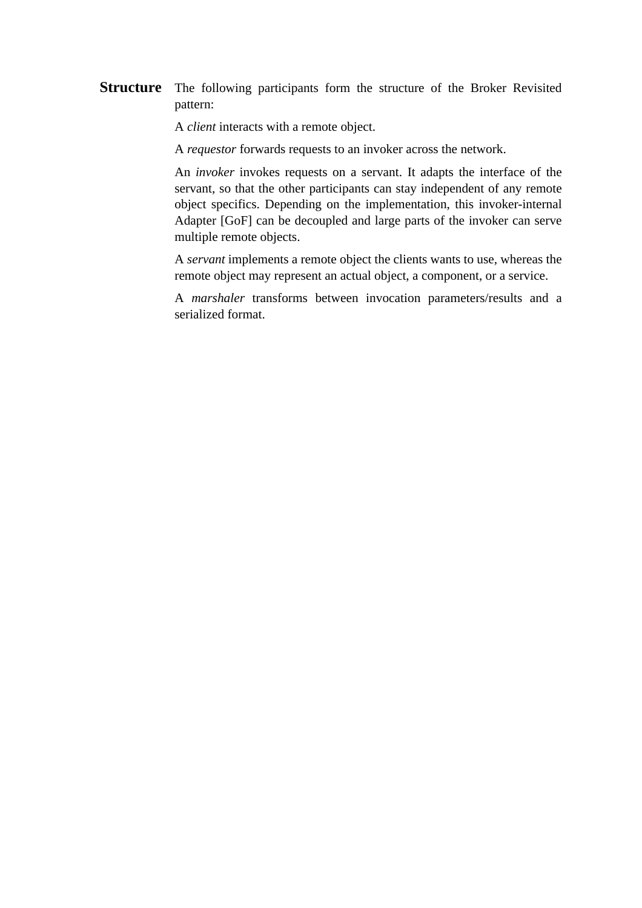## Structure

The following participants form the structure of the Broker Revisited pattern:

A *client* interacts with a remote object.

A *requestor* forwards requests to an invoker across the network.

An *invoker* invokes requests on a servant. It adapts the interface of the servant, so that the other participants can stay independent of any remote object specifics. Depending on the implementation, this invoker-internal Adapter [GoF] can be decoupled and large parts of the invoker can serve multiple remote objects.

A *servant* implements a remote object the clients wants to use, whereas the remote object may represent an actual object, a component, or a service.

A *marshaler* transforms between invocation parameters/results and a serialized format.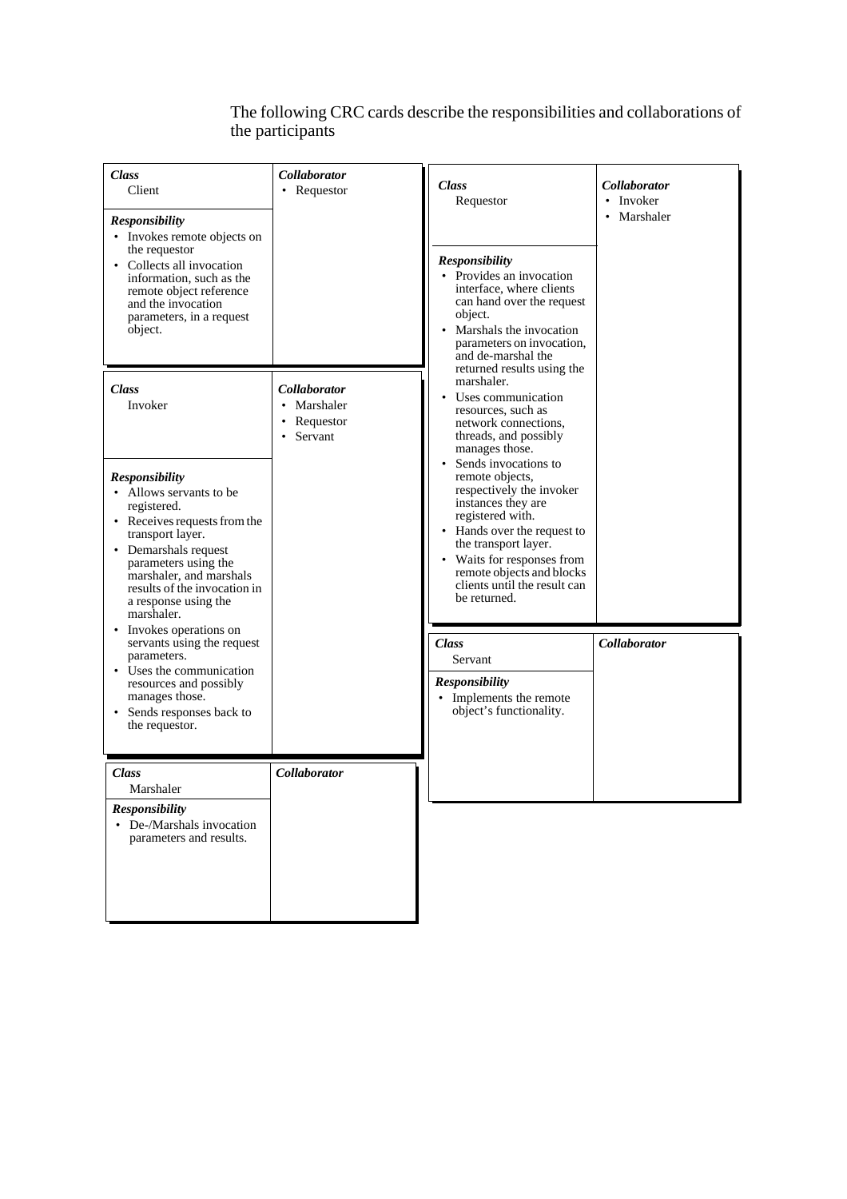The following CRC cards describe the responsibilities and collaborations of the participants

| Class | Collaborator |
| --- | --- |
| Client | • Requestor |
| ***Responsibility*** | |
| • Invokes remote objects on the requestor<br>• Collects all invocation information, such as the remote object reference and the invocation parameters, in a request object. | |

| Class | Collaborator |
| --- | --- |
| Requestor | • Invoker<br>• Marshaler |
| ***Responsibility*** | |
| • Provides an invocation interface, where clients can hand over the request object.<br>• Marshals the invocation parameters on invocation, and de-marshal the returned results using the marshaler.<br>• Uses communication resources, such as network connections, threads, and possibly manages those.<br>• Sends invocations to remote objects, respectively the invoker instances they are registered with.<br>• Hands over the request to the transport layer.<br>• Waits for responses from remote objects and blocks clients until the result can be returned. | |

| Class | Collaborator |
| --- | --- |
| Invoker | • Marshaler<br>• Requestor<br>• Servant |
| ***Responsibility*** | |
| • Allows servants to be registered.<br>• Receives requests from the transport layer.<br>• Demarshals request parameters using the marshaler, and marshals results of the invocation in a response using the marshaler.<br>• Invokes operations on servants using the request parameters.<br>• Uses the communication resources and possibly manages those.<br>• Sends responses back to the requestor. | |

| Class | Collaborator |
| --- | --- |
| Servant | |
| ***Responsibility*** | |
| • Implements the remote object's functionality. | |

| Class | Collaborator |
| --- | --- |
| Marshaler | |
| ***Responsibility*** | |
| • De-/Marshals invocation parameters and results. | |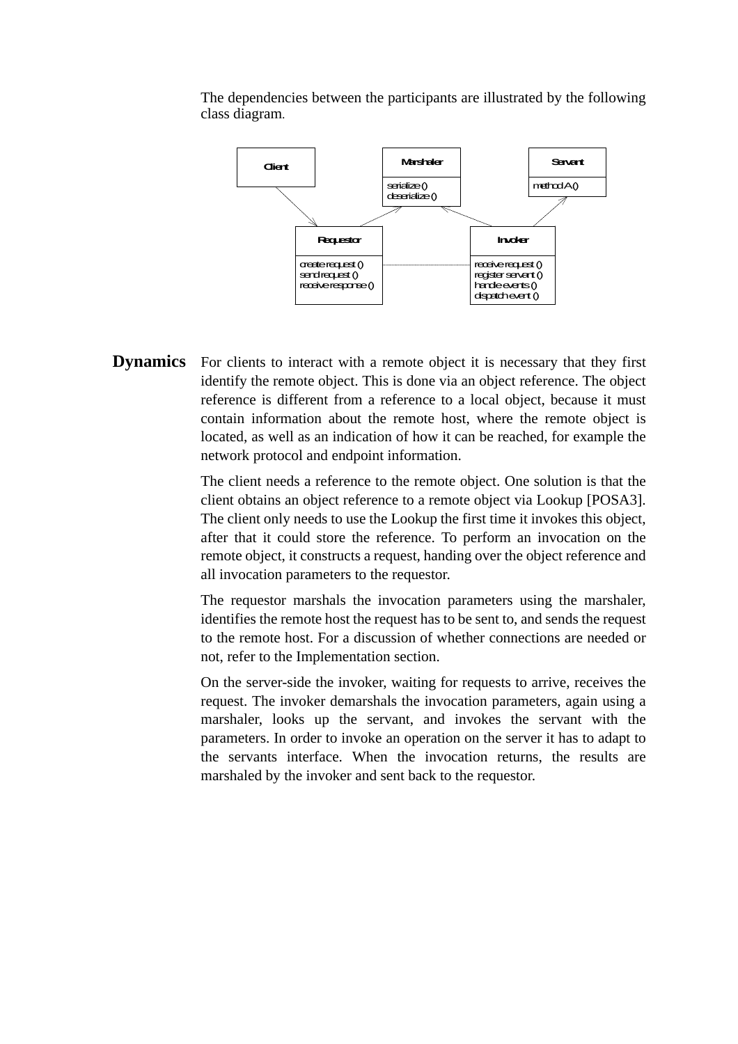The dependencies between the participants are illustrated by the following class diagram.

Client

Marshaler
serialize ()
deserialize ()

Servant
method A ()

Requestor
create request ()
send request ()
receive response ()

Invoker
receive request ()
register servant ()
handle events ()
dispatch event ()

**Dynamics**

For clients to interact with a remote object it is necessary that they first identify the remote object. This is done via an object reference. The object reference is different from a reference to a local object, because it must contain information about the remote host, where the remote object is located, as well as an indication of how it can be reached, for example the network protocol and endpoint information.

The client needs a reference to the remote object. One solution is that the client obtains an object reference to a remote object via Lookup [POSA3]. The client only needs to use the Lookup the first time it invokes this object, after that it could store the reference. To perform an invocation on the remote object, it constructs a request, handing over the object reference and all invocation parameters to the requestor.

The requestor marshals the invocation parameters using the marshaler, identifies the remote host the request has to be sent to, and sends the request to the remote host. For a discussion of whether connections are needed or not, refer to the Implementation section.

On the server-side the invoker, waiting for requests to arrive, receives the request. The invoker demarshals the invocation parameters, again using a marshaler, looks up the servant, and invokes the servant with the parameters. In order to invoke an operation on the server it has to adapt to the servants interface. When the invocation returns, the results are marshaled by the invoker and sent back to the requestor.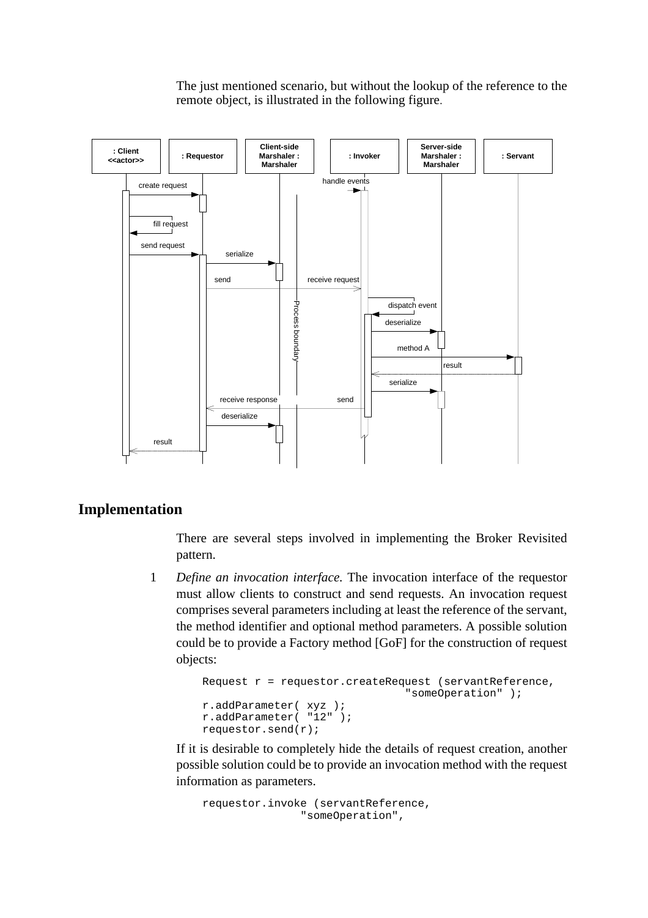The just mentioned scenario, but without the lookup of the reference to the remote object, is illustrated in the following figure.

## Implementation

There are several steps involved in implementing the Broker Revisited pattern.

1 *Define an invocation interface.* The invocation interface of the requestor must allow clients to construct and send requests. An invocation request comprises several parameters including at least the reference of the servant, the method identifier and optional method parameters. A possible solution could be to provide a Factory method [GoF] for the construction of request objects:

```
Request r = requestor.createRequest (servantReference,
                                     "someOperation" );
r.addParameter( xyz );
r.addParameter( "12" );
requestor.send(r);
```

If it is desirable to completely hide the details of request creation, another possible solution could be to provide an invocation method with the request information as parameters.

```
requestor.invoke (servantReference,
                  "someOperation",
```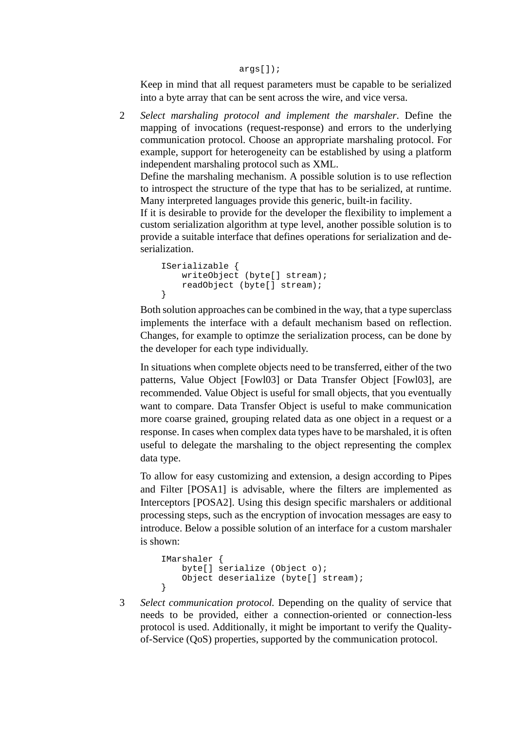```
args[]);
```

Keep in mind that all request parameters must be capable to be serialized into a byte array that can be sent across the wire, and vice versa.

2 *Select marshaling protocol and implement the marshaler*. Define the mapping of invocations (request-response) and errors to the underlying communication protocol. Choose an appropriate marshaling protocol. For example, support for heterogeneity can be established by using a platform independent marshaling protocol such as XML.
Define the marshaling mechanism. A possible solution is to use reflection to introspect the structure of the type that has to be serialized, at runtime. Many interpreted languages provide this generic, built-in facility.
If it is desirable to provide for the developer the flexibility to implement a custom serialization algorithm at type level, another possible solution is to provide a suitable interface that defines operations for serialization and de-serialization.

```
ISerializable {
    writeObject (byte[] stream);
    readObject (byte[] stream);
}
```

Both solution approaches can be combined in the way, that a type superclass implements the interface with a default mechanism based on reflection. Changes, for example to optimze the serialization process, can be done by the developer for each type individually.

In situations when complete objects need to be transferred, either of the two patterns, Value Object [Fowl03] or Data Transfer Object [Fowl03], are recommended. Value Object is useful for small objects, that you eventually want to compare. Data Transfer Object is useful to make communication more coarse grained, grouping related data as one object in a request or a response. In cases when complex data types have to be marshaled, it is often useful to delegate the marshaling to the object representing the complex data type.

To allow for easy customizing and extension, a design according to Pipes and Filter [POSA1] is advisable, where the filters are implemented as Interceptors [POSA2]. Using this design specific marshalers or additional processing steps, such as the encryption of invocation messages are easy to introduce. Below a possible solution of an interface for a custom marshaler is shown:

```
IMarshaler {
    byte[] serialize (Object o);
    Object deserialize (byte[] stream);
}
```

3 *Select communication protocol.* Depending on the quality of service that needs to be provided, either a connection-oriented or connection-less protocol is used. Additionally, it might be important to verify the Quality-of-Service (QoS) properties, supported by the communication protocol.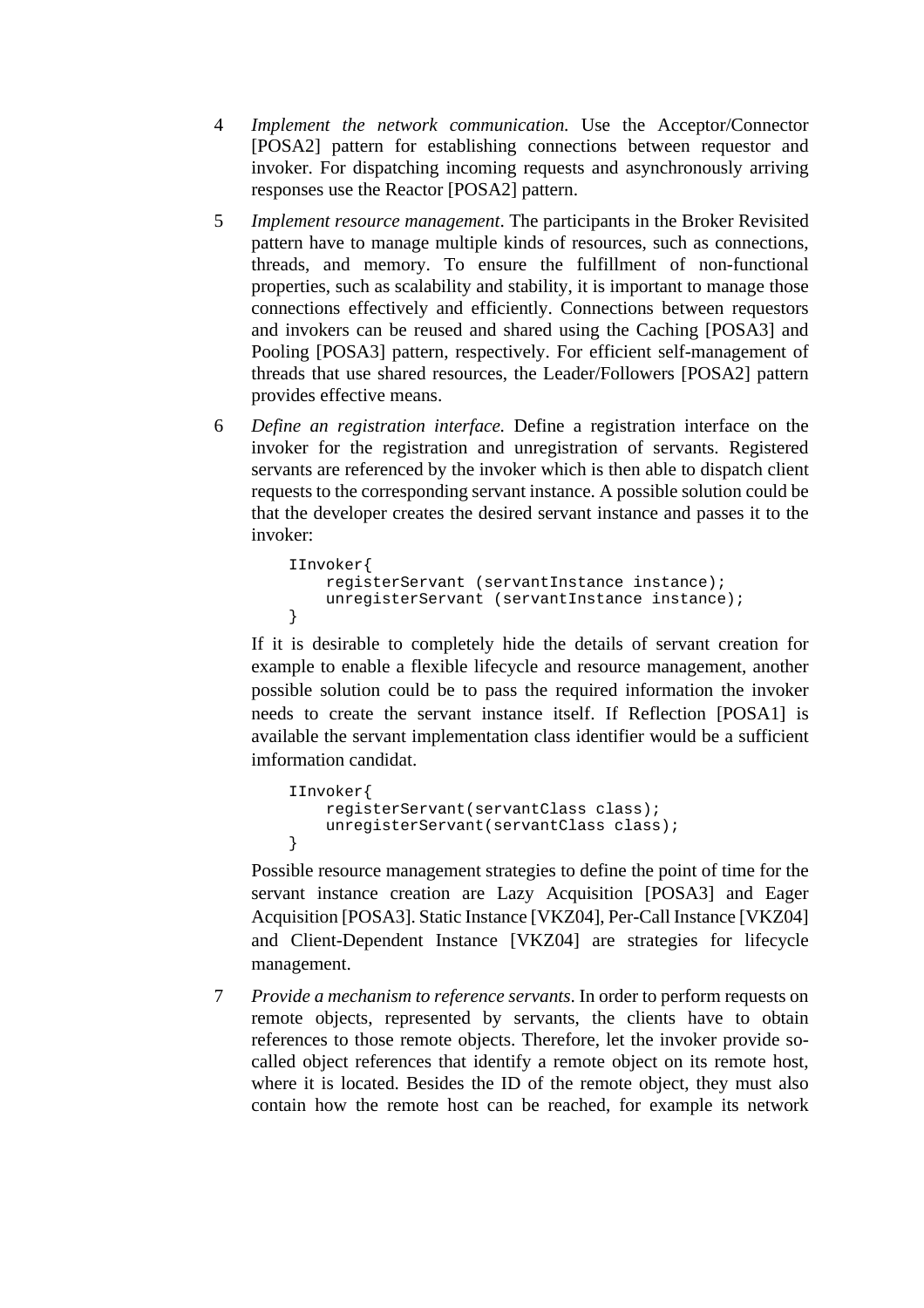4 *Implement the network communication.* Use the Acceptor/Connector [POSA2] pattern for establishing connections between requestor and invoker. For dispatching incoming requests and asynchronously arriving responses use the Reactor [POSA2] pattern.

5 *Implement resource management*. The participants in the Broker Revisited pattern have to manage multiple kinds of resources, such as connections, threads, and memory. To ensure the fulfillment of non-functional properties, such as scalability and stability, it is important to manage those connections effectively and efficiently. Connections between requestors and invokers can be reused and shared using the Caching [POSA3] and Pooling [POSA3] pattern, respectively. For efficient self-management of threads that use shared resources, the Leader/Followers [POSA2] pattern provides effective means.

6 *Define an registration interface.* Define a registration interface on the invoker for the registration and unregistration of servants. Registered servants are referenced by the invoker which is then able to dispatch client requests to the corresponding servant instance. A possible solution could be that the developer creates the desired servant instance and passes it to the invoker:

```
IInvoker{
    registerServant (servantInstance instance);
    unregisterServant (servantInstance instance);
}
```

If it is desirable to completely hide the details of servant creation for example to enable a flexible lifecycle and resource management, another possible solution could be to pass the required information the invoker needs to create the servant instance itself. If Reflection [POSA1] is available the servant implementation class identifier would be a sufficient imformation candidat.

```
IInvoker{
    registerServant(servantClass class);
    unregisterServant(servantClass class);
}
```

Possible resource management strategies to define the point of time for the servant instance creation are Lazy Acquisition [POSA3] and Eager Acquisition [POSA3]. Static Instance [VKZ04], Per-Call Instance [VKZ04] and Client-Dependent Instance [VKZ04] are strategies for lifecycle management.

7 *Provide a mechanism to reference servants*. In order to perform requests on remote objects, represented by servants, the clients have to obtain references to those remote objects. Therefore, let the invoker provide so-called object references that identify a remote object on its remote host, where it is located. Besides the ID of the remote object, they must also contain how the remote host can be reached, for example its network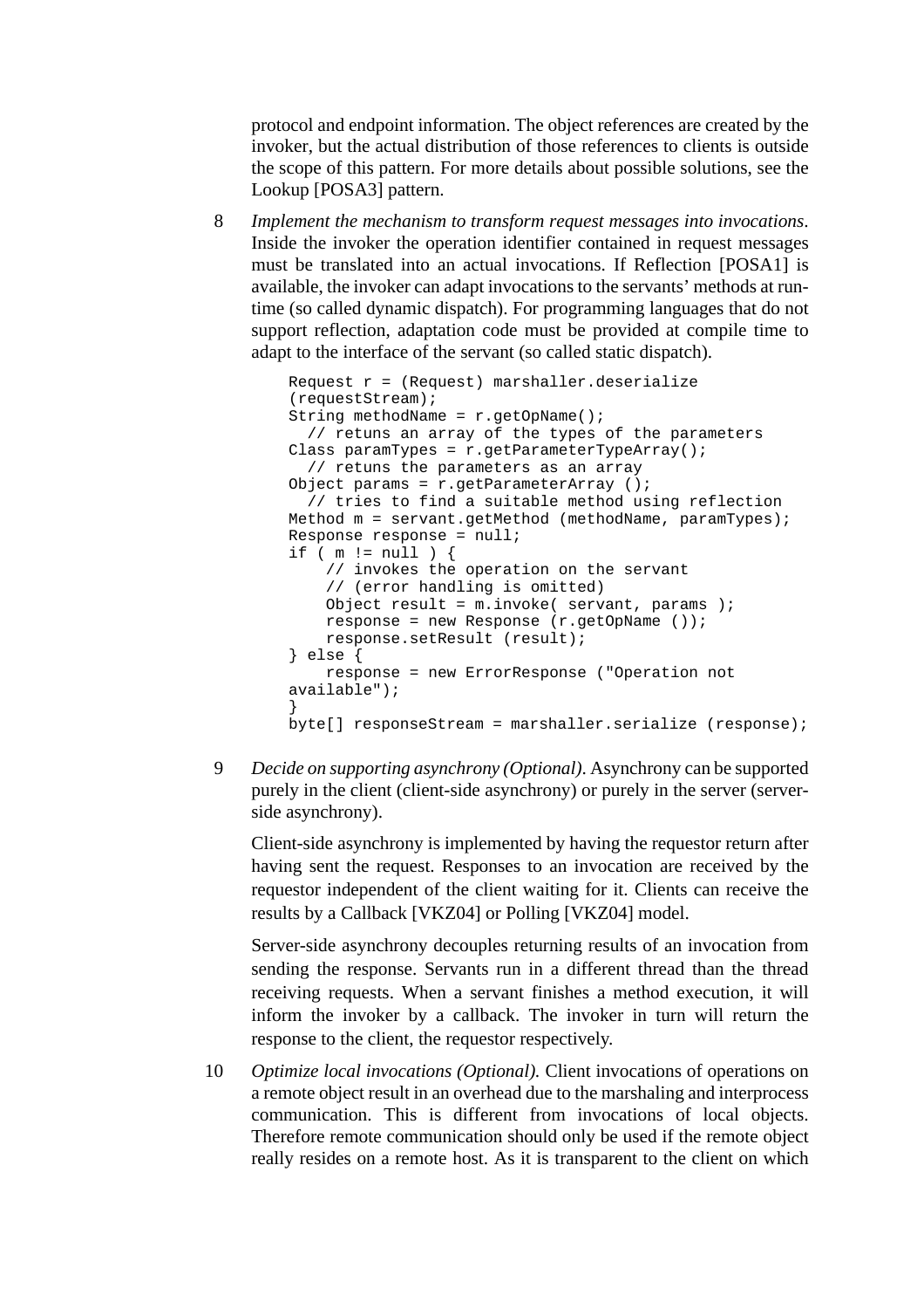protocol and endpoint information. The object references are created by the invoker, but the actual distribution of those references to clients is outside the scope of this pattern. For more details about possible solutions, see the Lookup [POSA3] pattern.

8 *Implement the mechanism to transform request messages into invocations*. Inside the invoker the operation identifier contained in request messages must be translated into an actual invocations. If Reflection [POSA1] is available, the invoker can adapt invocations to the servants' methods at runtime (so called dynamic dispatch). For programming languages that do not support reflection, adaptation code must be provided at compile time to adapt to the interface of the servant (so called static dispatch).

```
Request r = (Request) marshaller.deserialize
(requestStream);
String methodName = r.getOpName();
  // retuns an array of the types of the parameters
Class paramTypes = r.getParameterTypeArray();
  // retuns the parameters as an array
Object params = r.getParameterArray ();
  // tries to find a suitable method using reflection
Method m = servant.getMethod (methodName, paramTypes);
Response response = null;
if ( m != null ) {
    // invokes the operation on the servant
    // (error handling is omitted)
    Object result = m.invoke( servant, params );
    response = new Response (r.getOpName ());
    response.setResult (result);
} else {
    response = new ErrorResponse ("Operation not
available");
}
byte[] responseStream = marshaller.serialize (response);
```

9 *Decide on supporting asynchrony (Optional)*. Asynchrony can be supported purely in the client (client-side asynchrony) or purely in the server (server-side asynchrony).

Client-side asynchrony is implemented by having the requestor return after having sent the request. Responses to an invocation are received by the requestor independent of the client waiting for it. Clients can receive the results by a Callback [VKZ04] or Polling [VKZ04] model.

Server-side asynchrony decouples returning results of an invocation from sending the response. Servants run in a different thread than the thread receiving requests. When a servant finishes a method execution, it will inform the invoker by a callback. The invoker in turn will return the response to the client, the requestor respectively.

10 *Optimize local invocations (Optional).* Client invocations of operations on a remote object result in an overhead due to the marshaling and interprocess communication. This is different from invocations of local objects. Therefore remote communication should only be used if the remote object really resides on a remote host. As it is transparent to the client on which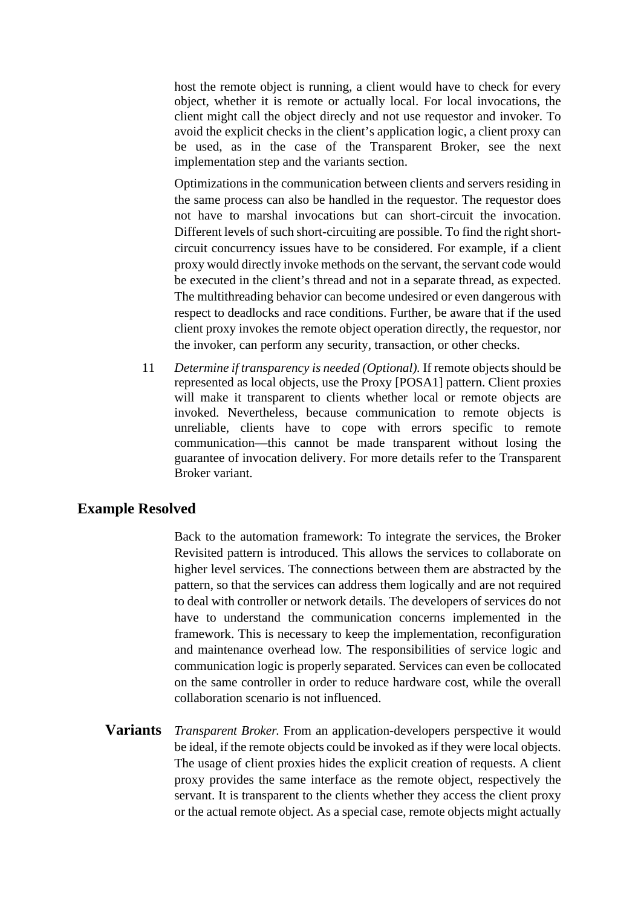host the remote object is running, a client would have to check for every object, whether it is remote or actually local. For local invocations, the client might call the object direcly and not use requestor and invoker. To avoid the explicit checks in the client's application logic, a client proxy can be used, as in the case of the Transparent Broker, see the next implementation step and the variants section.

Optimizations in the communication between clients and servers residing in the same process can also be handled in the requestor. The requestor does not have to marshal invocations but can short-circuit the invocation. Different levels of such short-circuiting are possible. To find the right short-circuit concurrency issues have to be considered. For example, if a client proxy would directly invoke methods on the servant, the servant code would be executed in the client's thread and not in a separate thread, as expected. The multithreading behavior can become undesired or even dangerous with respect to deadlocks and race conditions. Further, be aware that if the used client proxy invokes the remote object operation directly, the requestor, nor the invoker, can perform any security, transaction, or other checks.

11 *Determine if transparency is needed (Optional).* If remote objects should be represented as local objects, use the Proxy [POSA1] pattern. Client proxies will make it transparent to clients whether local or remote objects are invoked. Nevertheless, because communication to remote objects is unreliable, clients have to cope with errors specific to remote communication—this cannot be made transparent without losing the guarantee of invocation delivery. For more details refer to the Transparent Broker variant.

## Example Resolved

Back to the automation framework: To integrate the services, the Broker Revisited pattern is introduced. This allows the services to collaborate on higher level services. The connections between them are abstracted by the pattern, so that the services can address them logically and are not required to deal with controller or network details. The developers of services do not have to understand the communication concerns implemented in the framework. This is necessary to keep the implementation, reconfiguration and maintenance overhead low. The responsibilities of service logic and communication logic is properly separated. Services can even be collocated on the same controller in order to reduce hardware cost, while the overall collaboration scenario is not influenced.

## Variants

*Transparent Broker.* From an application-developers perspective it would be ideal, if the remote objects could be invoked as if they were local objects. The usage of client proxies hides the explicit creation of requests. A client proxy provides the same interface as the remote object, respectively the servant. It is transparent to the clients whether they access the client proxy or the actual remote object. As a special case, remote objects might actually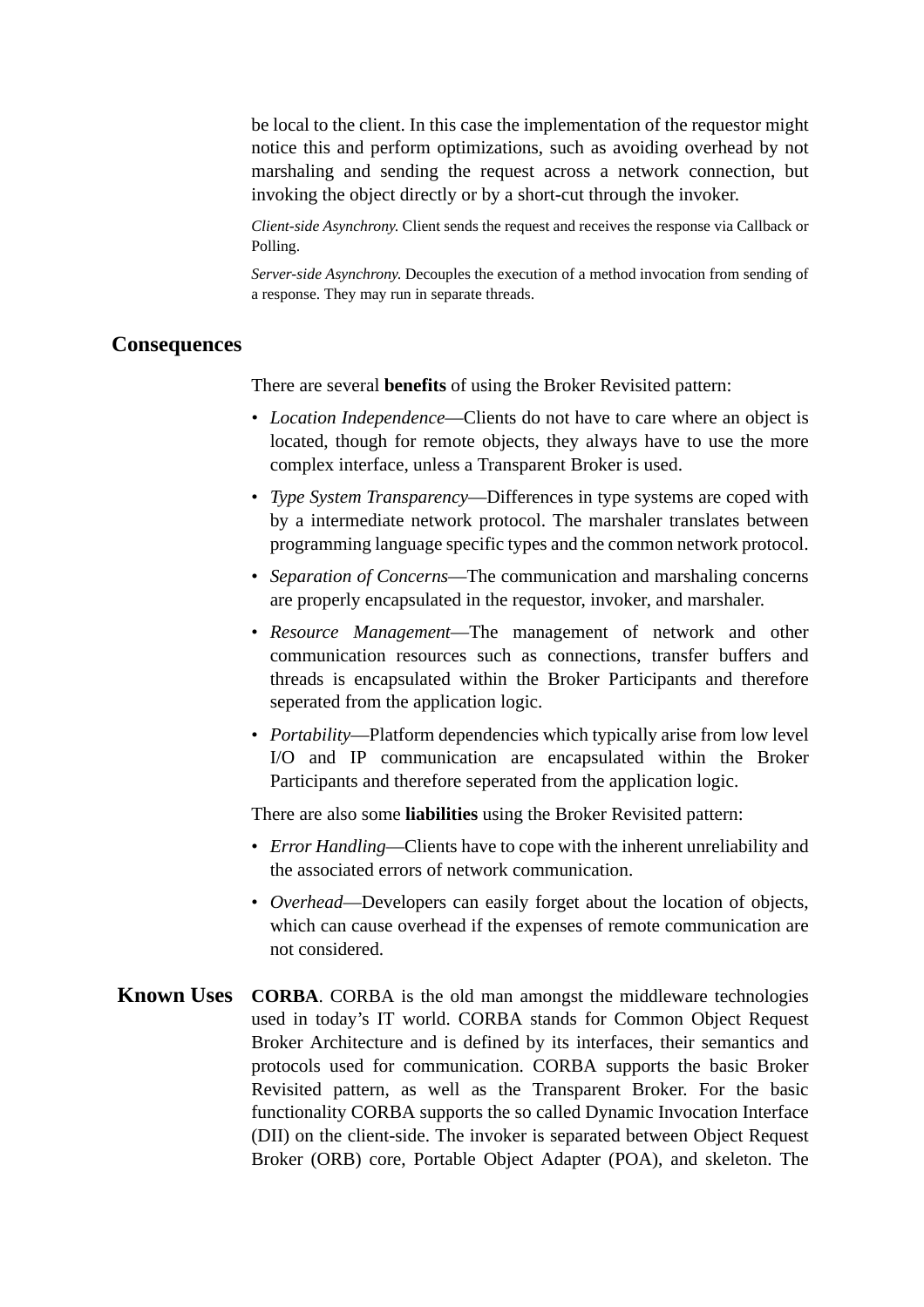be local to the client. In this case the implementation of the requestor might notice this and perform optimizations, such as avoiding overhead by not marshaling and sending the request across a network connection, but invoking the object directly or by a short-cut through the invoker.

*Client-side Asynchrony.* Client sends the request and receives the response via Callback or Polling.

*Server-side Asynchrony.* Decouples the execution of a method invocation from sending of a response. They may run in separate threads.

## Consequences

There are several **benefits** of using the Broker Revisited pattern:

- *Location Independence*—Clients do not have to care where an object is located, though for remote objects, they always have to use the more complex interface, unless a Transparent Broker is used.
- *Type System Transparency*—Differences in type systems are coped with by a intermediate network protocol. The marshaler translates between programming language specific types and the common network protocol.
- *Separation of Concerns*—The communication and marshaling concerns are properly encapsulated in the requestor, invoker, and marshaler.
- *Resource Management*—The management of network and other communication resources such as connections, transfer buffers and threads is encapsulated within the Broker Participants and therefore seperated from the application logic.
- *Portability*—Platform dependencies which typically arise from low level I/O and IP communication are encapsulated within the Broker Participants and therefore seperated from the application logic.

There are also some **liabilities** using the Broker Revisited pattern:

- *Error Handling*—Clients have to cope with the inherent unreliability and the associated errors of network communication.
- *Overhead*—Developers can easily forget about the location of objects, which can cause overhead if the expenses of remote communication are not considered.

## Known Uses

**CORBA**. CORBA is the old man amongst the middleware technologies used in today's IT world. CORBA stands for Common Object Request Broker Architecture and is defined by its interfaces, their semantics and protocols used for communication. CORBA supports the basic Broker Revisited pattern, as well as the Transparent Broker. For the basic functionality CORBA supports the so called Dynamic Invocation Interface (DII) on the client-side. The invoker is separated between Object Request Broker (ORB) core, Portable Object Adapter (POA), and skeleton. The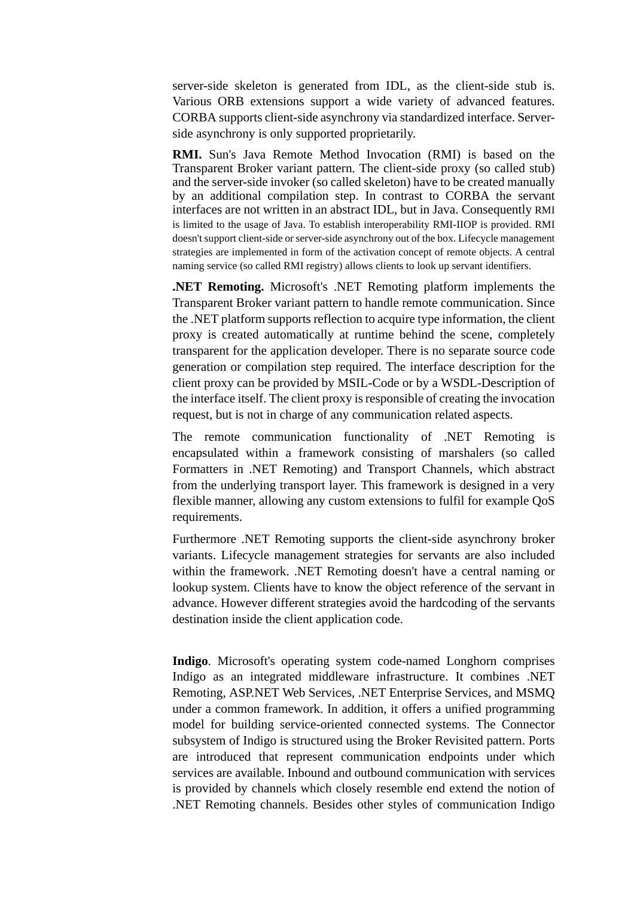server-side skeleton is generated from IDL, as the client-side stub is. Various ORB extensions support a wide variety of advanced features. CORBA supports client-side asynchrony via standardized interface. Server-side asynchrony is only supported proprietarily.

**RMI.** Sun's Java Remote Method Invocation (RMI) is based on the Transparent Broker variant pattern. The client-side proxy (so called stub) and the server-side invoker (so called skeleton) have to be created manually by an additional compilation step. In contrast to CORBA the servant interfaces are not written in an abstract IDL, but in Java. Consequently RMI is limited to the usage of Java. To establish interoperability RMI-IIOP is provided. RMI doesn't support client-side or server-side asynchrony out of the box. Lifecycle management strategies are implemented in form of the activation concept of remote objects. A central naming service (so called RMI registry) allows clients to look up servant identifiers.

**.NET Remoting.** Microsoft's .NET Remoting platform implements the Transparent Broker variant pattern to handle remote communication. Since the .NET platform supports reflection to acquire type information, the client proxy is created automatically at runtime behind the scene, completely transparent for the application developer. There is no separate source code generation or compilation step required. The interface description for the client proxy can be provided by MSIL-Code or by a WSDL-Description of the interface itself. The client proxy is responsible of creating the invocation request, but is not in charge of any communication related aspects.

The remote communication functionality of .NET Remoting is encapsulated within a framework consisting of marshalers (so called Formatters in .NET Remoting) and Transport Channels, which abstract from the underlying transport layer. This framework is designed in a very flexible manner, allowing any custom extensions to fulfil for example QoS requirements.

Furthermore .NET Remoting supports the client-side asynchrony broker variants. Lifecycle management strategies for servants are also included within the framework. .NET Remoting doesn't have a central naming or lookup system. Clients have to know the object reference of the servant in advance. However different strategies avoid the hardcoding of the servants destination inside the client application code.

**Indigo**. Microsoft's operating system code-named Longhorn comprises Indigo as an integrated middleware infrastructure. It combines .NET Remoting, ASP.NET Web Services, .NET Enterprise Services, and MSMQ under a common framework. In addition, it offers a unified programming model for building service-oriented connected systems. The Connector subsystem of Indigo is structured using the Broker Revisited pattern. Ports are introduced that represent communication endpoints under which services are available. Inbound and outbound communication with services is provided by channels which closely resemble end extend the notion of .NET Remoting channels. Besides other styles of communication Indigo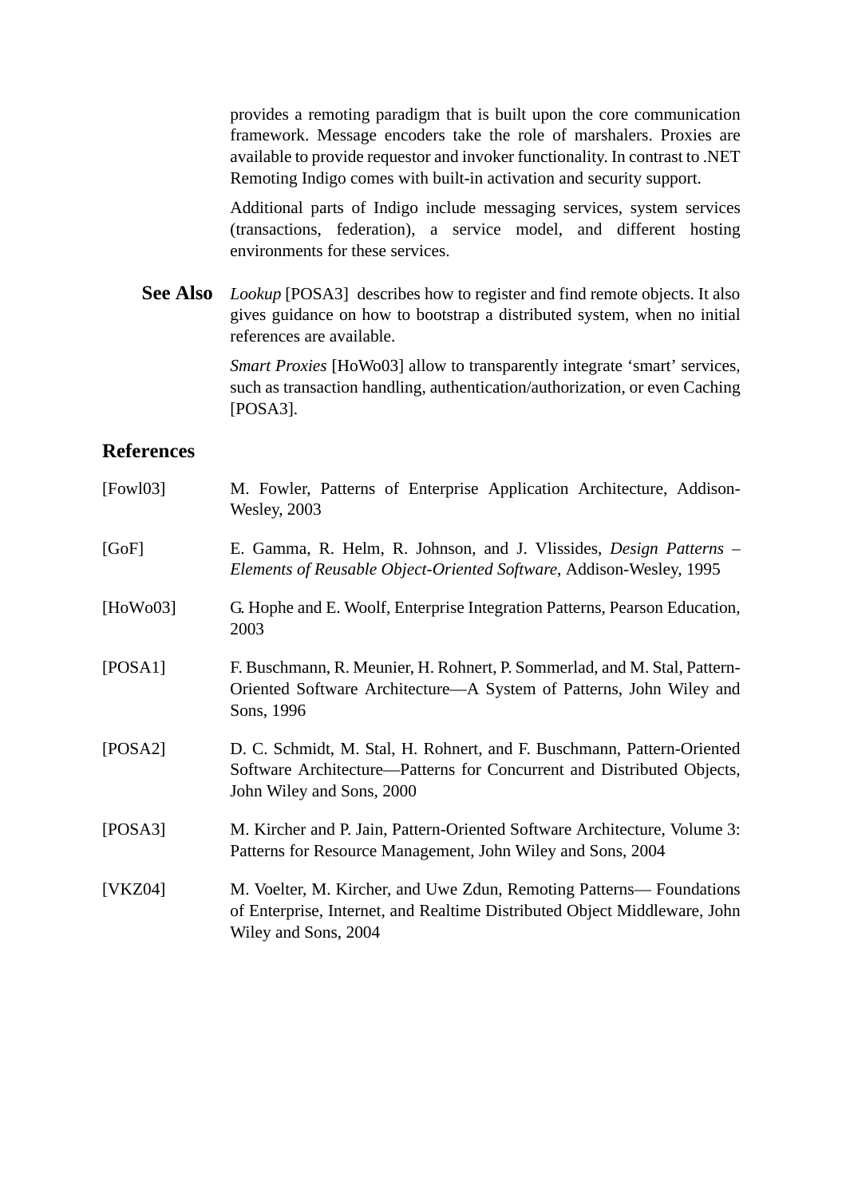provides a remoting paradigm that is built upon the core communication framework. Message encoders take the role of marshalers. Proxies are available to provide requestor and invoker functionality. In contrast to .NET Remoting Indigo comes with built-in activation and security support.

Additional parts of Indigo include messaging services, system services (transactions, federation), a service model, and different hosting environments for these services.

**See Also** *Lookup* [POSA3] describes how to register and find remote objects. It also gives guidance on how to bootstrap a distributed system, when no initial references are available.

*Smart Proxies* [HoWo03] allow to transparently integrate 'smart' services, such as transaction handling, authentication/authorization, or even Caching [POSA3].

## References

[Fowl03] M. Fowler, Patterns of Enterprise Application Architecture, Addison-Wesley, 2003

[GoF] E. Gamma, R. Helm, R. Johnson, and J. Vlissides, *Design Patterns – Elements of Reusable Object-Oriented Software*, Addison-Wesley, 1995

[HoWo03] G. Hophe and E. Woolf, Enterprise Integration Patterns, Pearson Education, 2003

[POSA1] F. Buschmann, R. Meunier, H. Rohnert, P. Sommerlad, and M. Stal, Pattern-Oriented Software Architecture—A System of Patterns, John Wiley and Sons, 1996

[POSA2] D. C. Schmidt, M. Stal, H. Rohnert, and F. Buschmann, Pattern-Oriented Software Architecture—Patterns for Concurrent and Distributed Objects, John Wiley and Sons, 2000

[POSA3] M. Kircher and P. Jain, Pattern-Oriented Software Architecture, Volume 3: Patterns for Resource Management, John Wiley and Sons, 2004

[VKZ04] M. Voelter, M. Kircher, and Uwe Zdun, Remoting Patterns— Foundations of Enterprise, Internet, and Realtime Distributed Object Middleware, John Wiley and Sons, 2004